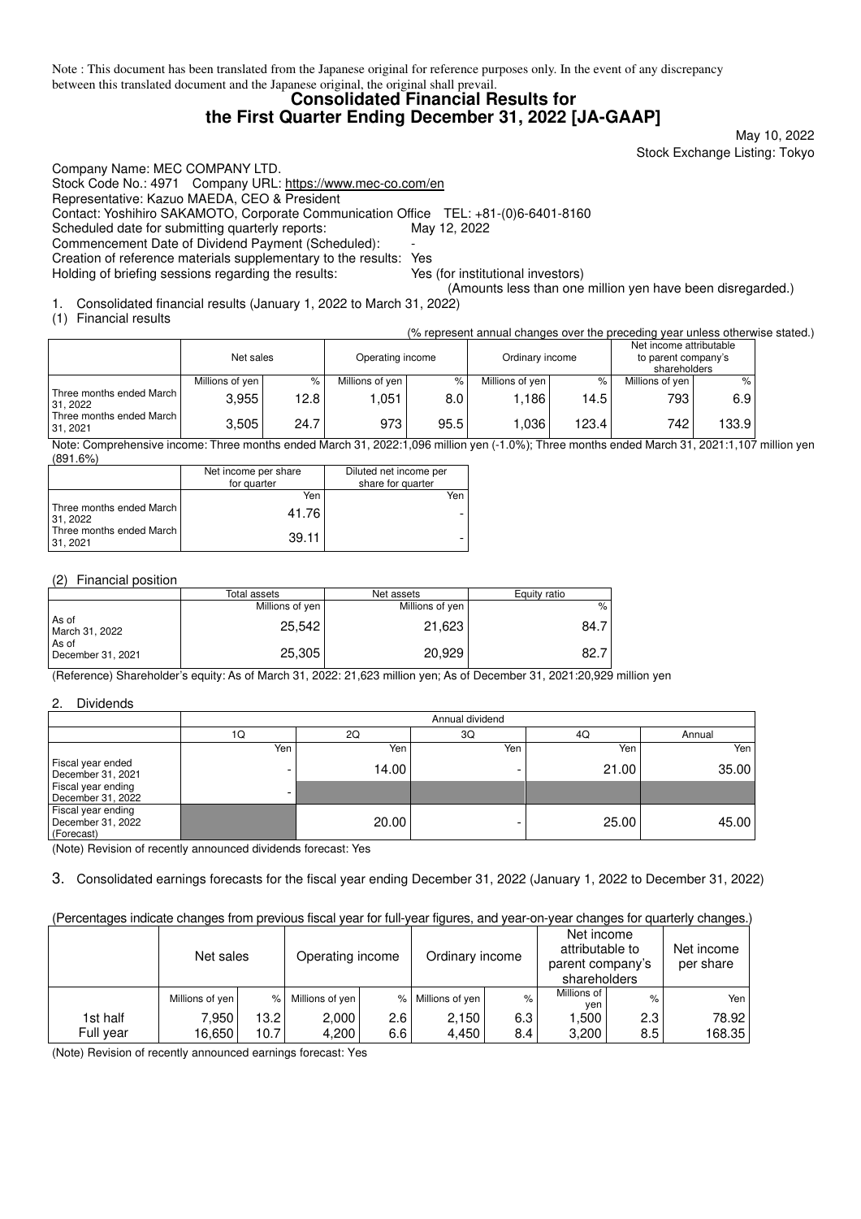Note : This document has been translated from the Japanese original for reference purposes only. In the event of any discrepancy between this translated document and the Japanese original, the original shall prevail.

# Consolidated Financial Results for the First Quarter Ending December 31, 2022 [JA-GAAP]

May 10, 2022

Stock Exchange Listing: Tokyo

Company Name: MEC COMPANY LTD.
Stock Code No.: 4971 Company URL: https://www.mec-co.com/en
Representative: Kazuo MAEDA, CEO & President
Contact: Yoshihiro SAKAMOTO, Corporate Communication Office TEL: +81-(0)6-6401-8160
Scheduled date for submitting quarterly reports: May 12, 2022
Commencement Date of Dividend Payment (Scheduled): -
Creation of reference materials supplementary to the results: Yes
Holding of briefing sessions regarding the results: Yes (for institutional investors)

(Amounts less than one million yen have been disregarded.)

1. Consolidated financial results (January 1, 2022 to March 31, 2022)

(1) Financial results

(% represent annual changes over the preceding year unless otherwise stated.)

| | Net sales | | Operating income | | Ordinary income | | Net income attributable to parent company's shareholders | |
|---|---|---|---|---|---|---|---|---|
| | Millions of yen | % | Millions of yen | % | Millions of yen | % | Millions of yen | % |
| Three months ended March 31, 2022 | 3,955 | 12.8 | 1,051 | 8.0 | 1,186 | 14.5 | 793 | 6.9 |
| Three months ended March 31, 2021 | 3,505 | 24.7 | 973 | 95.5 | 1,036 | 123.4 | 742 | 133.9 |

Note: Comprehensive income: Three months ended March 31, 2022:1,096 million yen (-1.0%); Three months ended March 31, 2021:1,107 million yen (891.6%)

| | Net income per share for quarter | Diluted net income per share for quarter |
|---|---|---|
| | Yen | Yen |
| Three months ended March 31, 2022 | 41.76 | - |
| Three months ended March 31, 2021 | 39.11 | - |

(2) Financial position

| | Total assets | Net assets | Equity ratio |
|---|---|---|---|
| | Millions of yen | Millions of yen | % |
| As of March 31, 2022 | 25,542 | 21,623 | 84.7 |
| As of December 31, 2021 | 25,305 | 20,929 | 82.7 |

(Reference) Shareholder's equity: As of March 31, 2022: 21,623 million yen; As of December 31, 2021:20,929 million yen

2. Dividends

| | Annual dividend | | | | |
|---|---|---|---|---|---|
| | 1Q | 2Q | 3Q | 4Q | Annual |
| | Yen | Yen | Yen | Yen | Yen |
| Fiscal year ended December 31, 2021 | - | 14.00 | - | 21.00 | 35.00 |
| Fiscal year ending December 31, 2022 | - | | | | |
| Fiscal year ending December 31, 2022 (Forecast) | | 20.00 | - | 25.00 | 45.00 |

(Note) Revision of recently announced dividends forecast: Yes

3. Consolidated earnings forecasts for the fiscal year ending December 31, 2022 (January 1, 2022 to December 31, 2022)

(Percentages indicate changes from previous fiscal year for full-year figures, and year-on-year changes for quarterly changes.)

| | Net sales | | Operating income | | Ordinary income | | Net income attributable to parent company's shareholders | | Net income per share |
|---|---|---|---|---|---|---|---|---|---|
| | Millions of yen | % | Millions of yen | % | Millions of yen | % | Millions of yen | % | Yen |
| 1st half | 7,950 | 13.2 | 2,000 | 2.6 | 2,150 | 6.3 | 1,500 | 2.3 | 78.92 |
| Full year | 16,650 | 10.7 | 4,200 | 6.6 | 4,450 | 8.4 | 3,200 | 8.5 | 168.35 |

(Note) Revision of recently announced earnings forecast: Yes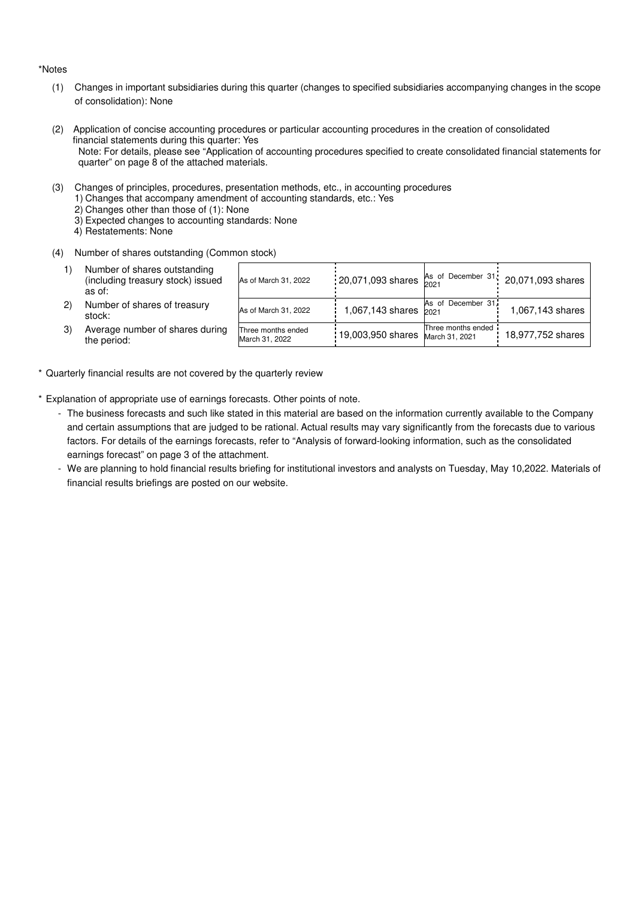*Notes

(1) Changes in important subsidiaries during this quarter (changes to specified subsidiaries accompanying changes in the scope of consolidation): None

(2) Application of concise accounting procedures or particular accounting procedures in the creation of consolidated financial statements during this quarter: Yes
Note: For details, please see "Application of accounting procedures specified to create consolidated financial statements for quarter" on page 8 of the attached materials.

(3) Changes of principles, procedures, presentation methods, etc., in accounting procedures
1) Changes that accompany amendment of accounting standards, etc.: Yes
2) Changes other than those of (1): None
3) Expected changes to accounting standards: None
4) Restatements: None

(4) Number of shares outstanding (Common stock)

| | | | | |
|---|---|---|---|---|
| 1) Number of shares outstanding (including treasury stock) issued as of: | As of March 31, 2022 | 20,071,093 shares | As of December 31, 2021 | 20,071,093 shares |
| 2) Number of shares of treasury stock: | As of March 31, 2022 | 1,067,143 shares | As of December 31, 2021 | 1,067,143 shares |
| 3) Average number of shares during the period: | Three months ended March 31, 2022 | 19,003,950 shares | Three months ended March 31, 2021 | 18,977,752 shares |

* Quarterly financial results are not covered by the quarterly review

* Explanation of appropriate use of earnings forecasts. Other points of note.
  - The business forecasts and such like stated in this material are based on the information currently available to the Company and certain assumptions that are judged to be rational. Actual results may vary significantly from the forecasts due to various factors. For details of the earnings forecasts, refer to "Analysis of forward-looking information, such as the consolidated earnings forecast" on page 3 of the attachment.
  - We are planning to hold financial results briefing for institutional investors and analysts on Tuesday, May 10,2022. Materials of financial results briefings are posted on our website.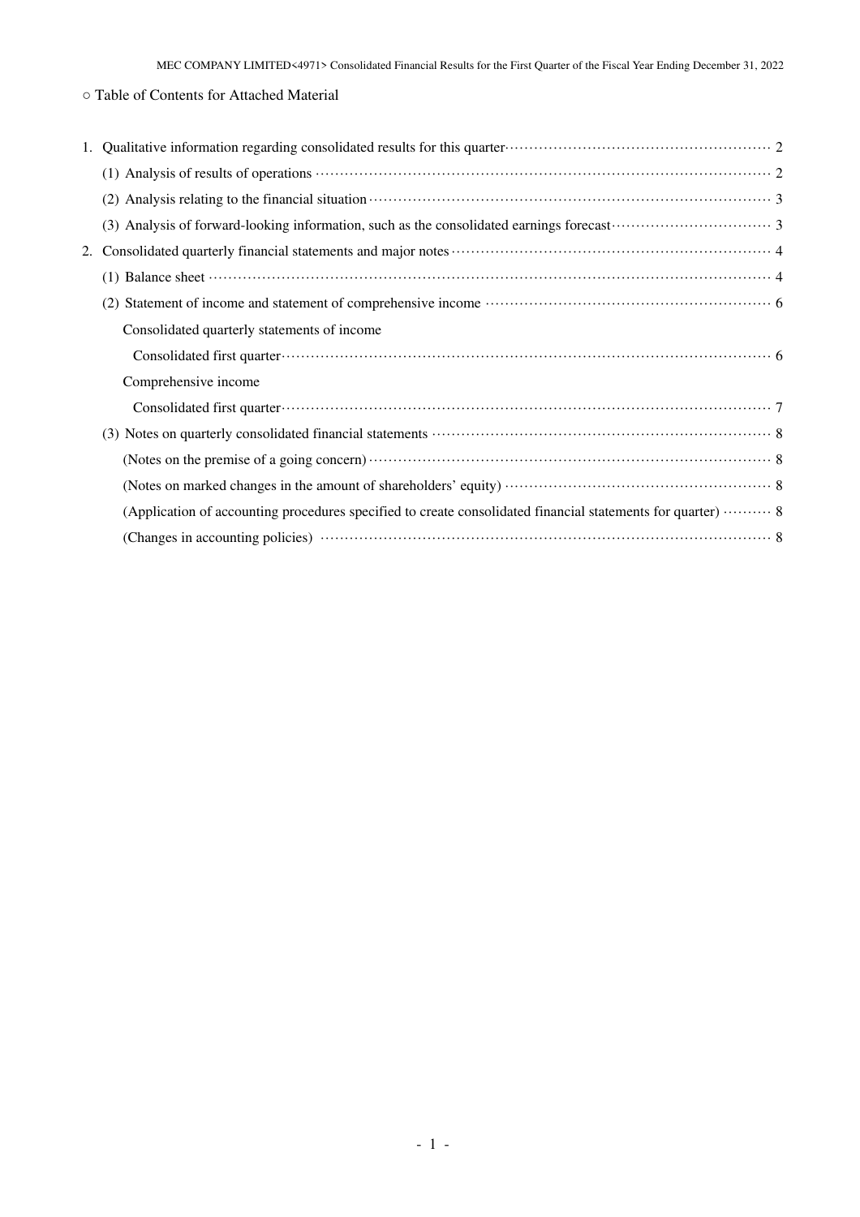○ Table of Contents for Attached Material

1. Qualitative information regarding consolidated results for this quarter ····· 2
   (1) Analysis of results of operations ····· 2
   (2) Analysis relating to the financial situation ····· 3
   (3) Analysis of forward-looking information, such as the consolidated earnings forecast ····· 3
2. Consolidated quarterly financial statements and major notes ····· 4
   (1) Balance sheet ····· 4
   (2) Statement of income and statement of comprehensive income ····· 6
      Consolidated quarterly statements of income
         Consolidated first quarter ····· 6
      Comprehensive income
         Consolidated first quarter ····· 7
   (3) Notes on quarterly consolidated financial statements ····· 8
      (Notes on the premise of a going concern) ····· 8
      (Notes on marked changes in the amount of shareholders' equity) ····· 8
      (Application of accounting procedures specified to create consolidated financial statements for quarter) ····· 8
      (Changes in accounting policies) ····· 8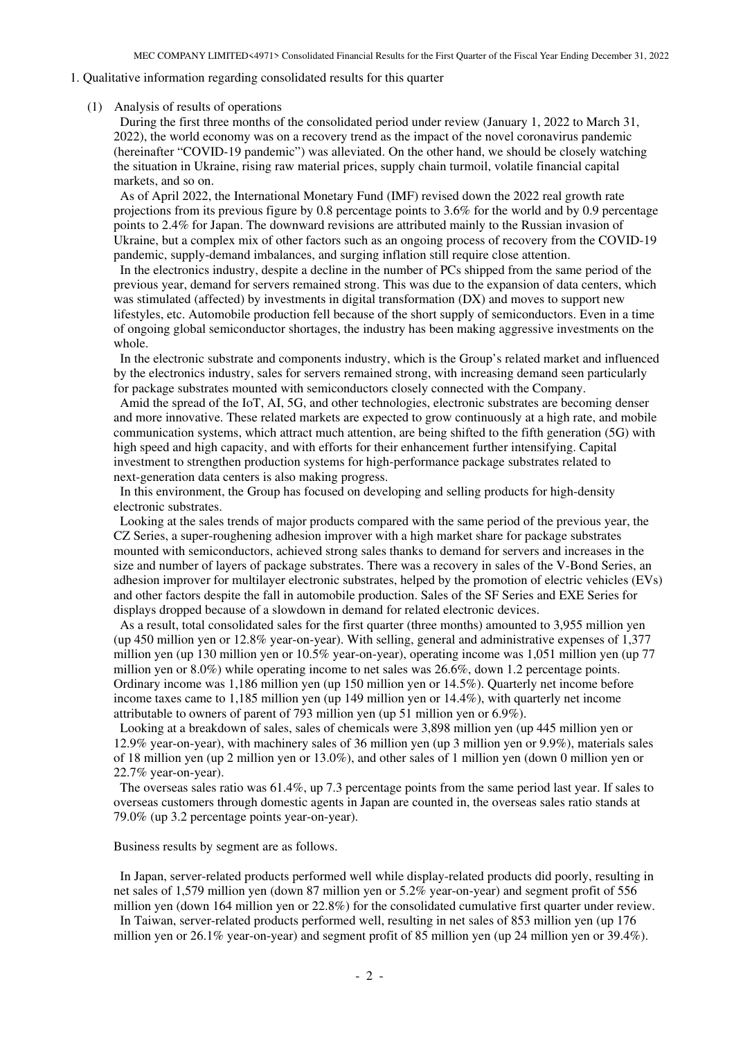## 1. Qualitative information regarding consolidated results for this quarter

### (1) Analysis of results of operations

During the first three months of the consolidated period under review (January 1, 2022 to March 31, 2022), the world economy was on a recovery trend as the impact of the novel coronavirus pandemic (hereinafter "COVID-19 pandemic") was alleviated. On the other hand, we should be closely watching the situation in Ukraine, rising raw material prices, supply chain turmoil, volatile financial capital markets, and so on.

As of April 2022, the International Monetary Fund (IMF) revised down the 2022 real growth rate projections from its previous figure by 0.8 percentage points to 3.6% for the world and by 0.9 percentage points to 2.4% for Japan. The downward revisions are attributed mainly to the Russian invasion of Ukraine, but a complex mix of other factors such as an ongoing process of recovery from the COVID-19 pandemic, supply-demand imbalances, and surging inflation still require close attention.

In the electronics industry, despite a decline in the number of PCs shipped from the same period of the previous year, demand for servers remained strong. This was due to the expansion of data centers, which was stimulated (affected) by investments in digital transformation (DX) and moves to support new lifestyles, etc. Automobile production fell because of the short supply of semiconductors. Even in a time of ongoing global semiconductor shortages, the industry has been making aggressive investments on the whole.

In the electronic substrate and components industry, which is the Group's related market and influenced by the electronics industry, sales for servers remained strong, with increasing demand seen particularly for package substrates mounted with semiconductors closely connected with the Company.

Amid the spread of the IoT, AI, 5G, and other technologies, electronic substrates are becoming denser and more innovative. These related markets are expected to grow continuously at a high rate, and mobile communication systems, which attract much attention, are being shifted to the fifth generation (5G) with high speed and high capacity, and with efforts for their enhancement further intensifying. Capital investment to strengthen production systems for high-performance package substrates related to next-generation data centers is also making progress.

In this environment, the Group has focused on developing and selling products for high-density electronic substrates.

Looking at the sales trends of major products compared with the same period of the previous year, the CZ Series, a super-roughening adhesion improver with a high market share for package substrates mounted with semiconductors, achieved strong sales thanks to demand for servers and increases in the size and number of layers of package substrates. There was a recovery in sales of the V-Bond Series, an adhesion improver for multilayer electronic substrates, helped by the promotion of electric vehicles (EVs) and other factors despite the fall in automobile production. Sales of the SF Series and EXE Series for displays dropped because of a slowdown in demand for related electronic devices.

As a result, total consolidated sales for the first quarter (three months) amounted to 3,955 million yen (up 450 million yen or 12.8% year-on-year). With selling, general and administrative expenses of 1,377 million yen (up 130 million yen or 10.5% year-on-year), operating income was 1,051 million yen (up 77 million yen or 8.0%) while operating income to net sales was 26.6%, down 1.2 percentage points. Ordinary income was 1,186 million yen (up 150 million yen or 14.5%). Quarterly net income before income taxes came to 1,185 million yen (up 149 million yen or 14.4%), with quarterly net income attributable to owners of parent of 793 million yen (up 51 million yen or 6.9%).

Looking at a breakdown of sales, sales of chemicals were 3,898 million yen (up 445 million yen or 12.9% year-on-year), with machinery sales of 36 million yen (up 3 million yen or 9.9%), materials sales of 18 million yen (up 2 million yen or 13.0%), and other sales of 1 million yen (down 0 million yen or 22.7% year-on-year).

The overseas sales ratio was 61.4%, up 7.3 percentage points from the same period last year. If sales to overseas customers through domestic agents in Japan are counted in, the overseas sales ratio stands at 79.0% (up 3.2 percentage points year-on-year).

Business results by segment are as follows.

In Japan, server-related products performed well while display-related products did poorly, resulting in net sales of 1,579 million yen (down 87 million yen or 5.2% year-on-year) and segment profit of 556 million yen (down 164 million yen or 22.8%) for the consolidated cumulative first quarter under review.

In Taiwan, server-related products performed well, resulting in net sales of 853 million yen (up 176 million yen or 26.1% year-on-year) and segment profit of 85 million yen (up 24 million yen or 39.4%).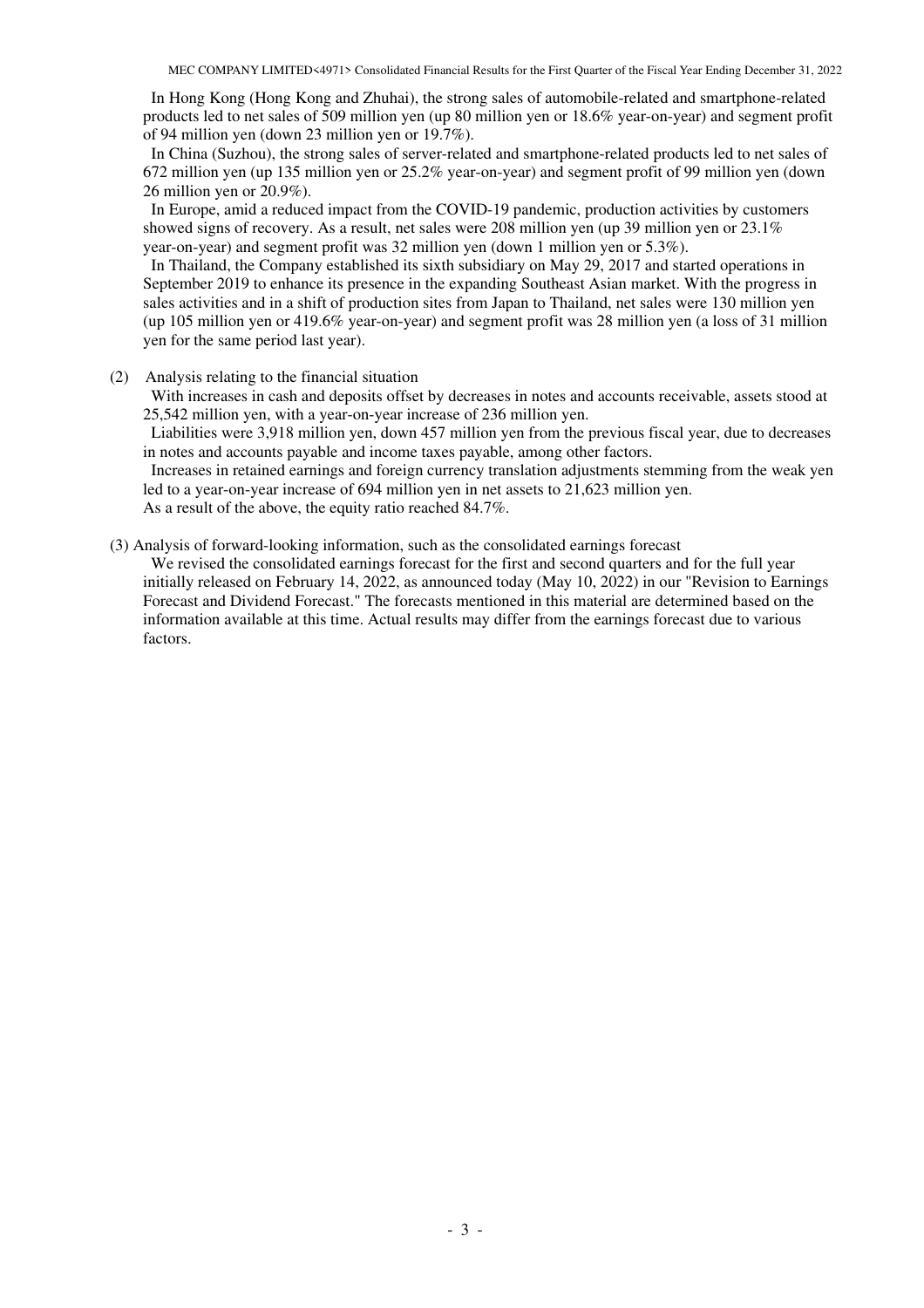In Hong Kong (Hong Kong and Zhuhai), the strong sales of automobile-related and smartphone-related products led to net sales of 509 million yen (up 80 million yen or 18.6% year-on-year) and segment profit of 94 million yen (down 23 million yen or 19.7%).

In China (Suzhou), the strong sales of server-related and smartphone-related products led to net sales of 672 million yen (up 135 million yen or 25.2% year-on-year) and segment profit of 99 million yen (down 26 million yen or 20.9%).

In Europe, amid a reduced impact from the COVID-19 pandemic, production activities by customers showed signs of recovery. As a result, net sales were 208 million yen (up 39 million yen or 23.1% year-on-year) and segment profit was 32 million yen (down 1 million yen or 5.3%).

In Thailand, the Company established its sixth subsidiary on May 29, 2017 and started operations in September 2019 to enhance its presence in the expanding Southeast Asian market. With the progress in sales activities and in a shift of production sites from Japan to Thailand, net sales were 130 million yen (up 105 million yen or 419.6% year-on-year) and segment profit was 28 million yen (a loss of 31 million yen for the same period last year).

(2) Analysis relating to the financial situation

With increases in cash and deposits offset by decreases in notes and accounts receivable, assets stood at 25,542 million yen, with a year-on-year increase of 236 million yen.

Liabilities were 3,918 million yen, down 457 million yen from the previous fiscal year, due to decreases in notes and accounts payable and income taxes payable, among other factors.

Increases in retained earnings and foreign currency translation adjustments stemming from the weak yen led to a year-on-year increase of 694 million yen in net assets to 21,623 million yen.

As a result of the above, the equity ratio reached 84.7%.

(3) Analysis of forward-looking information, such as the consolidated earnings forecast

We revised the consolidated earnings forecast for the first and second quarters and for the full year initially released on February 14, 2022, as announced today (May 10, 2022) in our "Revision to Earnings Forecast and Dividend Forecast." The forecasts mentioned in this material are determined based on the information available at this time. Actual results may differ from the earnings forecast due to various factors.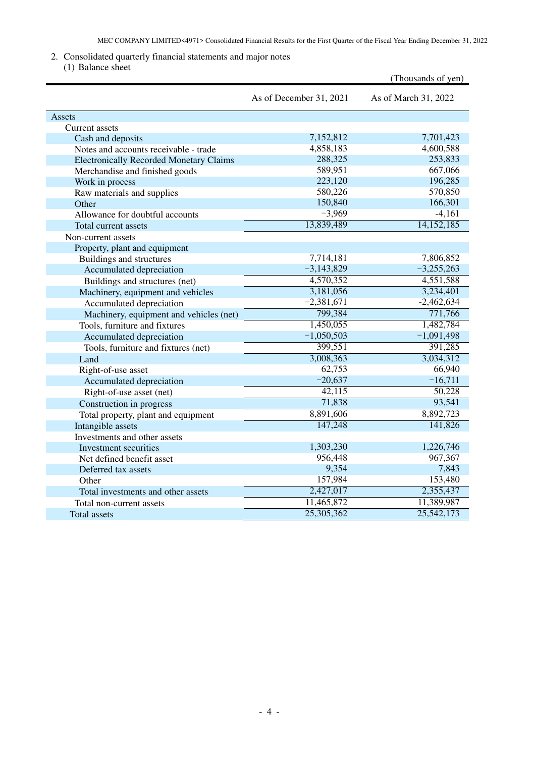2. Consolidated quarterly financial statements and major notes

(1) Balance sheet

(Thousands of yen)

| | As of December 31, 2021 | As of March 31, 2022 |
|---|---|---|
| Assets | | |
| Current assets | | |
| Cash and deposits | 7,152,812 | 7,701,423 |
| Notes and accounts receivable - trade | 4,858,183 | 4,600,588 |
| Electronically Recorded Monetary Claims | 288,325 | 253,833 |
| Merchandise and finished goods | 589,951 | 667,066 |
| Work in process | 223,120 | 196,285 |
| Raw materials and supplies | 580,226 | 570,850 |
| Other | 150,840 | 166,301 |
| Allowance for doubtful accounts | −3,969 | -4,161 |
| Total current assets | 13,839,489 | 14,152,185 |
| Non-current assets | | |
| Property, plant and equipment | | |
| Buildings and structures | 7,714,181 | 7,806,852 |
| Accumulated depreciation | −3,143,829 | −3,255,263 |
| Buildings and structures (net) | 4,570,352 | 4,551,588 |
| Machinery, equipment and vehicles | 3,181,056 | 3,234,401 |
| Accumulated depreciation | −2,381,671 | -2,462,634 |
| Machinery, equipment and vehicles (net) | 799,384 | 771,766 |
| Tools, furniture and fixtures | 1,450,055 | 1,482,784 |
| Accumulated depreciation | −1,050,503 | −1,091,498 |
| Tools, furniture and fixtures (net) | 399,551 | 391,285 |
| Land | 3,008,363 | 3,034,312 |
| Right-of-use asset | 62,753 | 66,940 |
| Accumulated depreciation | −20,637 | −16,711 |
| Right-of-use asset (net) | 42,115 | 50,228 |
| Construction in progress | 71,838 | 93,541 |
| Total property, plant and equipment | 8,891,606 | 8,892,723 |
| Intangible assets | 147,248 | 141,826 |
| Investments and other assets | | |
| Investment securities | 1,303,230 | 1,226,746 |
| Net defined benefit asset | 956,448 | 967,367 |
| Deferred tax assets | 9,354 | 7,843 |
| Other | 157,984 | 153,480 |
| Total investments and other assets | 2,427,017 | 2,355,437 |
| Total non-current assets | 11,465,872 | 11,389,987 |
| Total assets | 25,305,362 | 25,542,173 |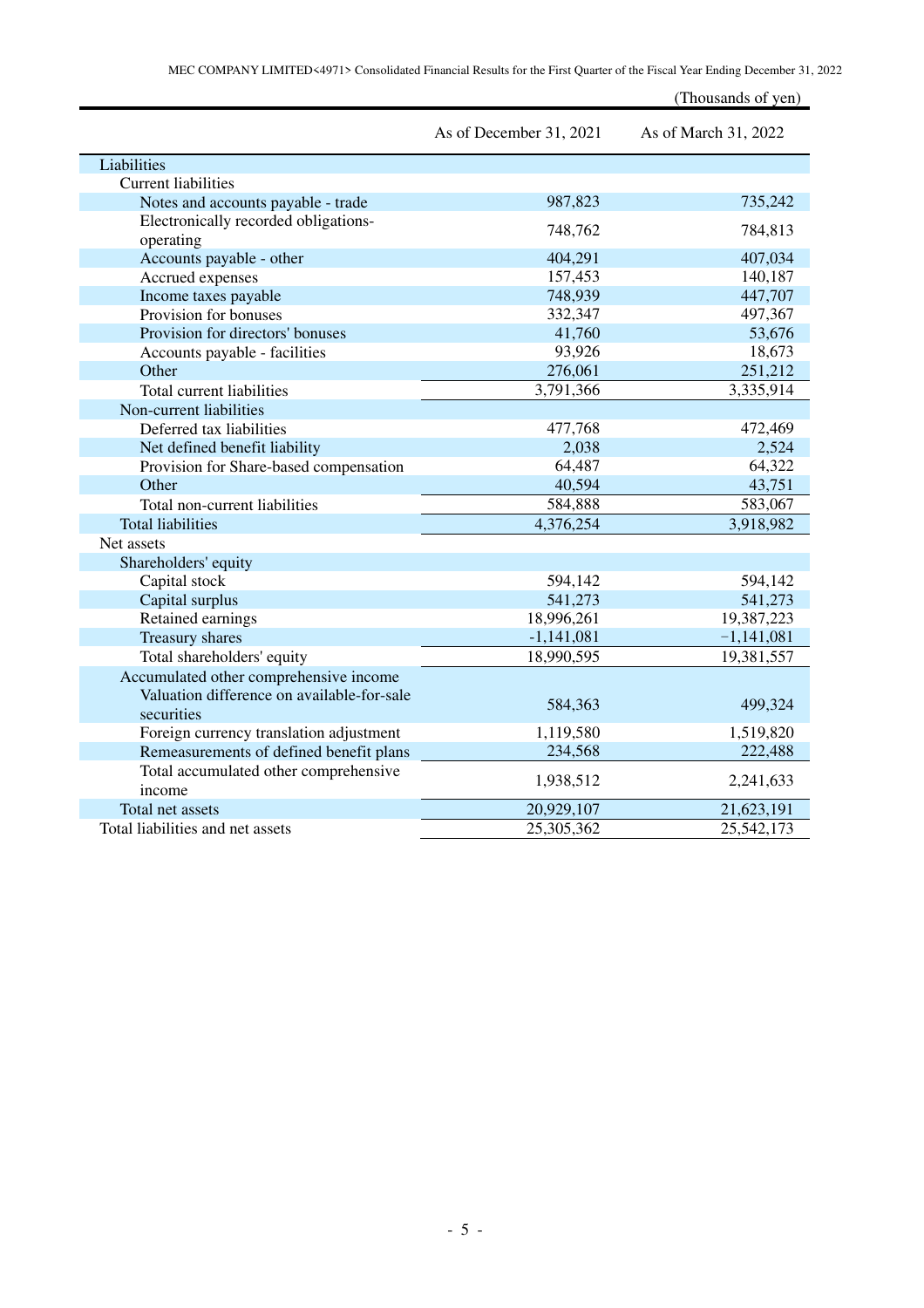(Thousands of yen)

| | As of December 31, 2021 | As of March 31, 2022 |
|---|---|---|
| Liabilities | | |
| Current liabilities | | |
| Notes and accounts payable - trade | 987,823 | 735,242 |
| Electronically recorded obligations-operating | 748,762 | 784,813 |
| Accounts payable - other | 404,291 | 407,034 |
| Accrued expenses | 157,453 | 140,187 |
| Income taxes payable | 748,939 | 447,707 |
| Provision for bonuses | 332,347 | 497,367 |
| Provision for directors' bonuses | 41,760 | 53,676 |
| Accounts payable - facilities | 93,926 | 18,673 |
| Other | 276,061 | 251,212 |
| Total current liabilities | 3,791,366 | 3,335,914 |
| Non-current liabilities | | |
| Deferred tax liabilities | 477,768 | 472,469 |
| Net defined benefit liability | 2,038 | 2,524 |
| Provision for Share-based compensation | 64,487 | 64,322 |
| Other | 40,594 | 43,751 |
| Total non-current liabilities | 584,888 | 583,067 |
| Total liabilities | 4,376,254 | 3,918,982 |
| Net assets | | |
| Shareholders' equity | | |
| Capital stock | 594,142 | 594,142 |
| Capital surplus | 541,273 | 541,273 |
| Retained earnings | 18,996,261 | 19,387,223 |
| Treasury shares | -1,141,081 | −1,141,081 |
| Total shareholders' equity | 18,990,595 | 19,381,557 |
| Accumulated other comprehensive income | | |
| Valuation difference on available-for-sale securities | 584,363 | 499,324 |
| Foreign currency translation adjustment | 1,119,580 | 1,519,820 |
| Remeasurements of defined benefit plans | 234,568 | 222,488 |
| Total accumulated other comprehensive income | 1,938,512 | 2,241,633 |
| Total net assets | 20,929,107 | 21,623,191 |
| Total liabilities and net assets | 25,305,362 | 25,542,173 |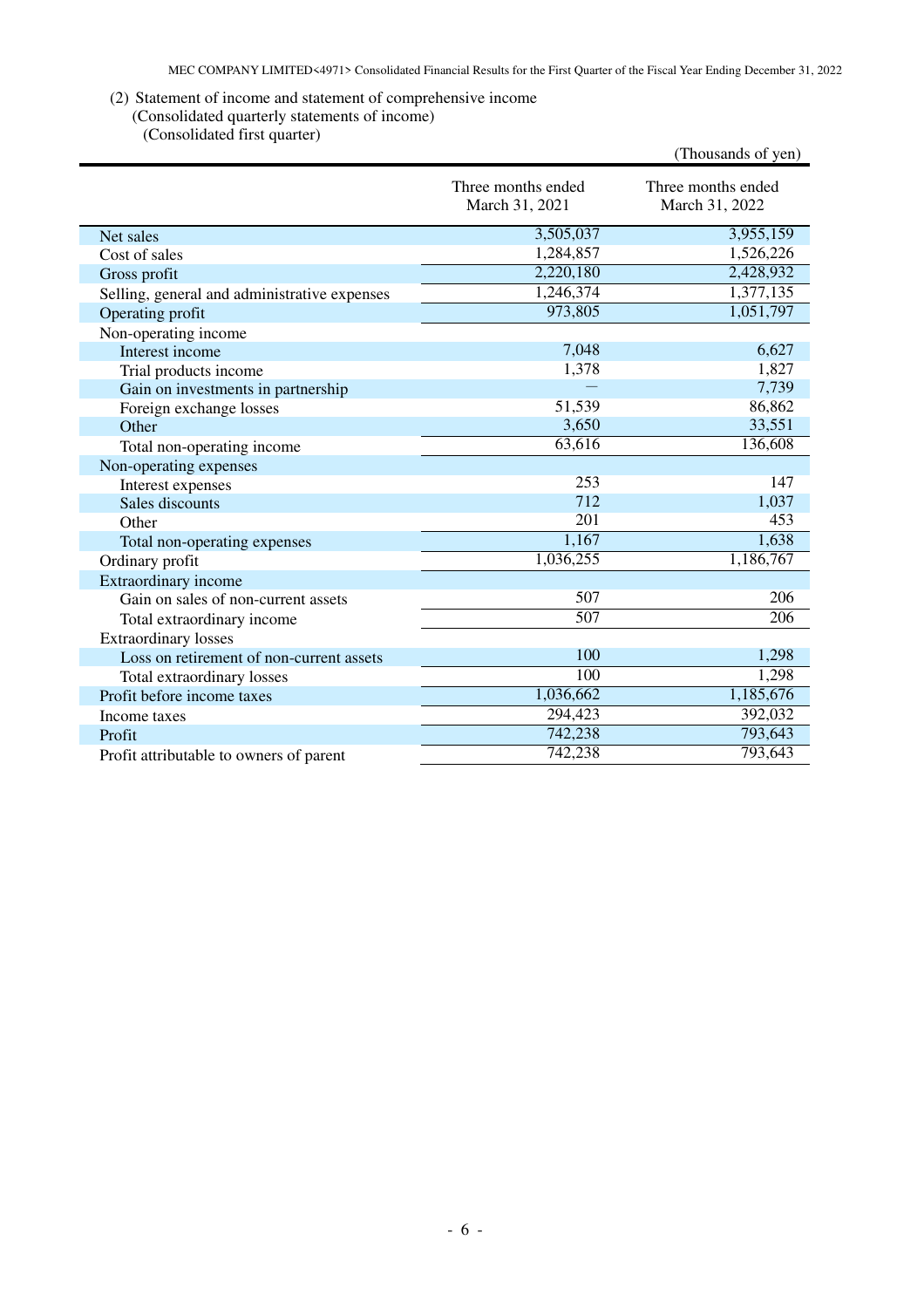(2) Statement of income and statement of comprehensive income

(Consolidated quarterly statements of income)

(Consolidated first quarter)

(Thousands of yen)

| | Three months ended March 31, 2021 | Three months ended March 31, 2022 |
|---|---|---|
| Net sales | 3,505,037 | 3,955,159 |
| Cost of sales | 1,284,857 | 1,526,226 |
| Gross profit | 2,220,180 | 2,428,932 |
| Selling, general and administrative expenses | 1,246,374 | 1,377,135 |
| Operating profit | 973,805 | 1,051,797 |
| Non-operating income | | |
| Interest income | 7,048 | 6,627 |
| Trial products income | 1,378 | 1,827 |
| Gain on investments in partnership | — | 7,739 |
| Foreign exchange losses | 51,539 | 86,862 |
| Other | 3,650 | 33,551 |
| Total non-operating income | 63,616 | 136,608 |
| Non-operating expenses | | |
| Interest expenses | 253 | 147 |
| Sales discounts | 712 | 1,037 |
| Other | 201 | 453 |
| Total non-operating expenses | 1,167 | 1,638 |
| Ordinary profit | 1,036,255 | 1,186,767 |
| Extraordinary income | | |
| Gain on sales of non-current assets | 507 | 206 |
| Total extraordinary income | 507 | 206 |
| Extraordinary losses | | |
| Loss on retirement of non-current assets | 100 | 1,298 |
| Total extraordinary losses | 100 | 1,298 |
| Profit before income taxes | 1,036,662 | 1,185,676 |
| Income taxes | 294,423 | 392,032 |
| Profit | 742,238 | 793,643 |
| Profit attributable to owners of parent | 742,238 | 793,643 |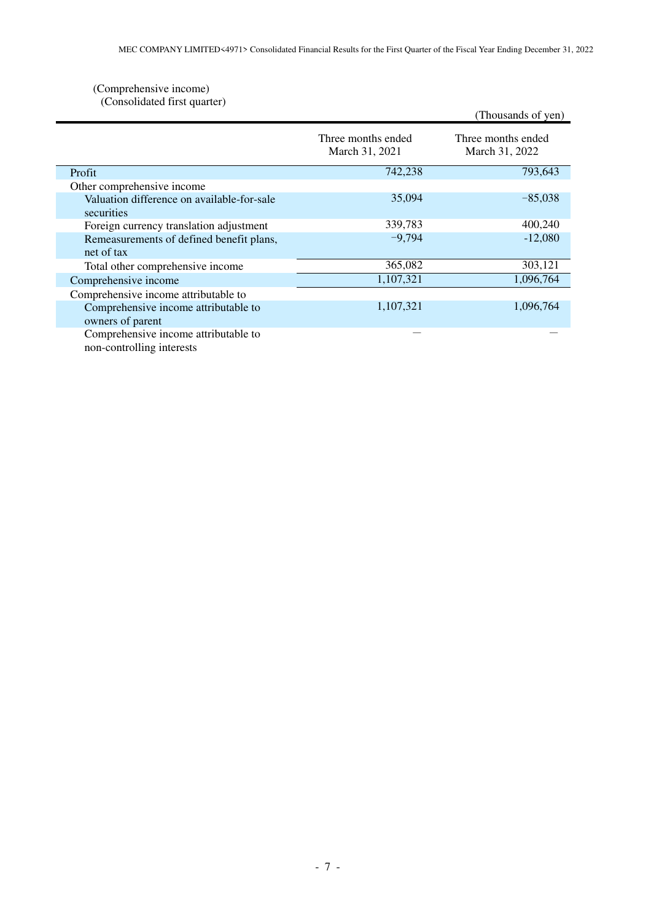(Comprehensive income)

(Consolidated first quarter)

(Thousands of yen)

| | Three months ended March 31, 2021 | Three months ended March 31, 2022 |
|---|---|---|
| Profit | 742,238 | 793,643 |
| Other comprehensive income | | |
| Valuation difference on available-for-sale securities | −35,094 | −85,038 |
| Foreign currency translation adjustment | 339,783 | 400,240 |
| Remeasurements of defined benefit plans, net of tax | −9,794 | -12,080 |
| Total other comprehensive income | 365,082 | 303,121 |
| Comprehensive income | 1,107,321 | 1,096,764 |
| Comprehensive income attributable to | | |
| Comprehensive income attributable to owners of parent | 1,107,321 | 1,096,764 |
| Comprehensive income attributable to non-controlling interests | — | — |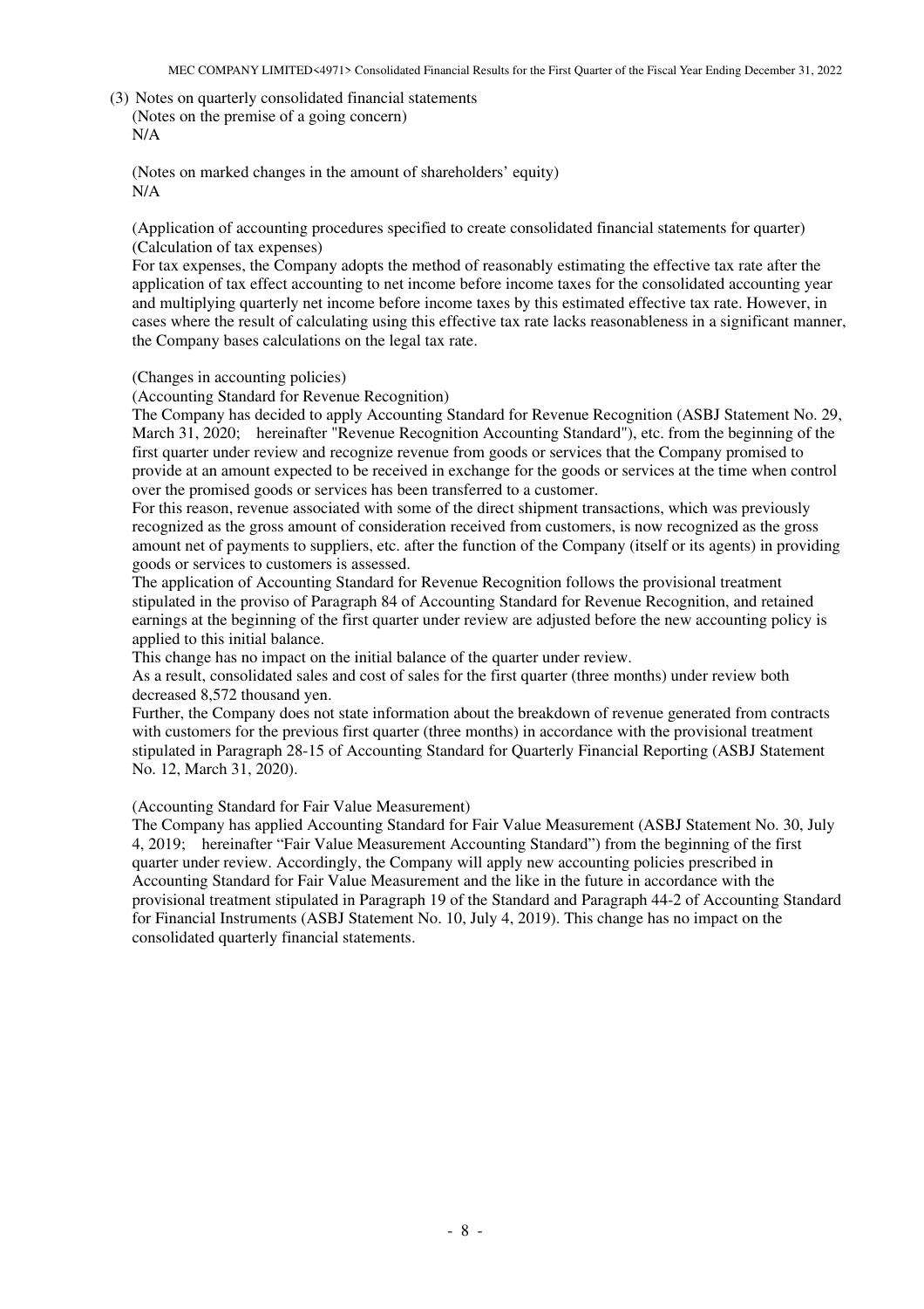(3) Notes on quarterly consolidated financial statements

(Notes on the premise of a going concern)

N/A

(Notes on marked changes in the amount of shareholders' equity)

N/A

(Application of accounting procedures specified to create consolidated financial statements for quarter)

(Calculation of tax expenses)

For tax expenses, the Company adopts the method of reasonably estimating the effective tax rate after the application of tax effect accounting to net income before income taxes for the consolidated accounting year and multiplying quarterly net income before income taxes by this estimated effective tax rate. However, in cases where the result of calculating using this effective tax rate lacks reasonableness in a significant manner, the Company bases calculations on the legal tax rate.

(Changes in accounting policies)

(Accounting Standard for Revenue Recognition)

The Company has decided to apply Accounting Standard for Revenue Recognition (ASBJ Statement No. 29, March 31, 2020; hereinafter "Revenue Recognition Accounting Standard"), etc. from the beginning of the first quarter under review and recognize revenue from goods or services that the Company promised to provide at an amount expected to be received in exchange for the goods or services at the time when control over the promised goods or services has been transferred to a customer.

For this reason, revenue associated with some of the direct shipment transactions, which was previously recognized as the gross amount of consideration received from customers, is now recognized as the gross amount net of payments to suppliers, etc. after the function of the Company (itself or its agents) in providing goods or services to customers is assessed.

The application of Accounting Standard for Revenue Recognition follows the provisional treatment stipulated in the proviso of Paragraph 84 of Accounting Standard for Revenue Recognition, and retained earnings at the beginning of the first quarter under review are adjusted before the new accounting policy is applied to this initial balance.

This change has no impact on the initial balance of the quarter under review.

As a result, consolidated sales and cost of sales for the first quarter (three months) under review both decreased 8,572 thousand yen.

Further, the Company does not state information about the breakdown of revenue generated from contracts with customers for the previous first quarter (three months) in accordance with the provisional treatment stipulated in Paragraph 28-15 of Accounting Standard for Quarterly Financial Reporting (ASBJ Statement No. 12, March 31, 2020).

(Accounting Standard for Fair Value Measurement)

The Company has applied Accounting Standard for Fair Value Measurement (ASBJ Statement No. 30, July 4, 2019; hereinafter "Fair Value Measurement Accounting Standard") from the beginning of the first quarter under review. Accordingly, the Company will apply new accounting policies prescribed in Accounting Standard for Fair Value Measurement and the like in the future in accordance with the provisional treatment stipulated in Paragraph 19 of the Standard and Paragraph 44-2 of Accounting Standard for Financial Instruments (ASBJ Statement No. 10, July 4, 2019). This change has no impact on the consolidated quarterly financial statements.